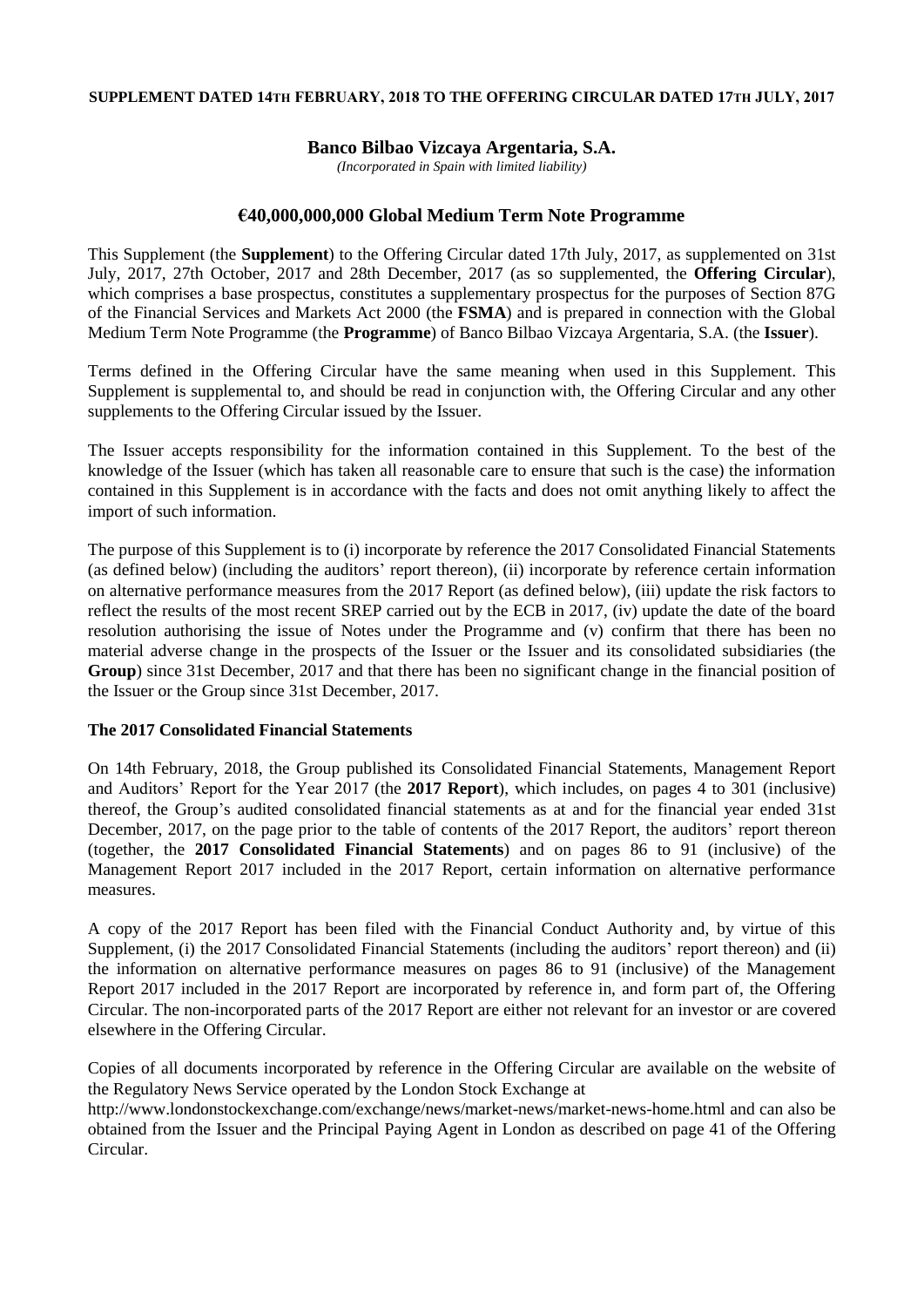**SUPPLEMENT DATED 14TH FEBRUARY, 2018 TO THE OFFERING CIRCULAR DATED 17TH JULY, 2017**

# Banco Bilbao Vizcaya Argentaria, S.A.

*(Incorporated in Spain with limited liability)*

## €40,000,000,000 Global Medium Term Note Programme

This Supplement (the **Supplement**) to the Offering Circular dated 17th July, 2017, as supplemented on 31st July, 2017, 27th October, 2017 and 28th December, 2017 (as so supplemented, the **Offering Circular**), which comprises a base prospectus, constitutes a supplementary prospectus for the purposes of Section 87G of the Financial Services and Markets Act 2000 (the **FSMA**) and is prepared in connection with the Global Medium Term Note Programme (the **Programme**) of Banco Bilbao Vizcaya Argentaria, S.A. (the **Issuer**).

Terms defined in the Offering Circular have the same meaning when used in this Supplement. This Supplement is supplemental to, and should be read in conjunction with, the Offering Circular and any other supplements to the Offering Circular issued by the Issuer.

The Issuer accepts responsibility for the information contained in this Supplement. To the best of the knowledge of the Issuer (which has taken all reasonable care to ensure that such is the case) the information contained in this Supplement is in accordance with the facts and does not omit anything likely to affect the import of such information.

The purpose of this Supplement is to (i) incorporate by reference the 2017 Consolidated Financial Statements (as defined below) (including the auditors' report thereon), (ii) incorporate by reference certain information on alternative performance measures from the 2017 Report (as defined below), (iii) update the risk factors to reflect the results of the most recent SREP carried out by the ECB in 2017, (iv) update the date of the board resolution authorising the issue of Notes under the Programme and (v) confirm that there has been no material adverse change in the prospects of the Issuer or the Issuer and its consolidated subsidiaries (the **Group**) since 31st December, 2017 and that there has been no significant change in the financial position of the Issuer or the Group since 31st December, 2017.

**The 2017 Consolidated Financial Statements**

On 14th February, 2018, the Group published its Consolidated Financial Statements, Management Report and Auditors' Report for the Year 2017 (the **2017 Report**), which includes, on pages 4 to 301 (inclusive) thereof, the Group's audited consolidated financial statements as at and for the financial year ended 31st December, 2017, on the page prior to the table of contents of the 2017 Report, the auditors' report thereon (together, the **2017 Consolidated Financial Statements**) and on pages 86 to 91 (inclusive) of the Management Report 2017 included in the 2017 Report, certain information on alternative performance measures.

A copy of the 2017 Report has been filed with the Financial Conduct Authority and, by virtue of this Supplement, (i) the 2017 Consolidated Financial Statements (including the auditors' report thereon) and (ii) the information on alternative performance measures on pages 86 to 91 (inclusive) of the Management Report 2017 included in the 2017 Report are incorporated by reference in, and form part of, the Offering Circular. The non-incorporated parts of the 2017 Report are either not relevant for an investor or are covered elsewhere in the Offering Circular.

Copies of all documents incorporated by reference in the Offering Circular are available on the website of the Regulatory News Service operated by the London Stock Exchange at http://www.londonstockexchange.com/exchange/news/market-news/market-news-home.html and can also be obtained from the Issuer and the Principal Paying Agent in London as described on page 41 of the Offering Circular.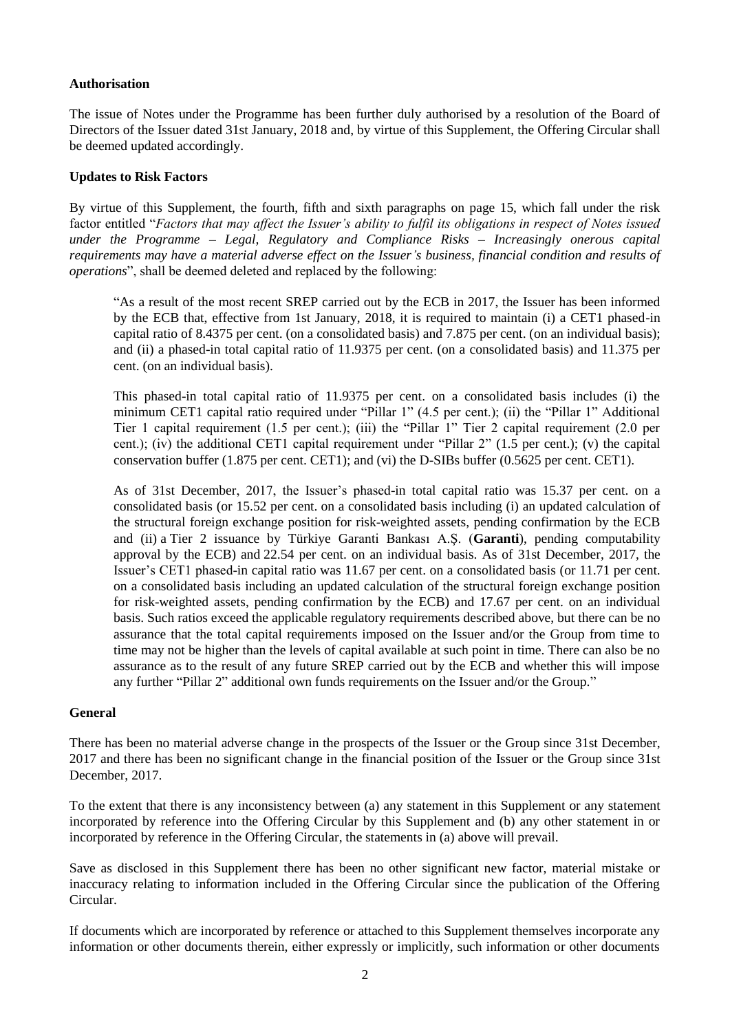**Authorisation**

The issue of Notes under the Programme has been further duly authorised by a resolution of the Board of Directors of the Issuer dated 31st January, 2018 and, by virtue of this Supplement, the Offering Circular shall be deemed updated accordingly.

**Updates to Risk Factors**

By virtue of this Supplement, the fourth, fifth and sixth paragraphs on page 15, which fall under the risk factor entitled "*Factors that may affect the Issuer's ability to fulfil its obligations in respect of Notes issued under the Programme – Legal, Regulatory and Compliance Risks – Increasingly onerous capital requirements may have a material adverse effect on the Issuer's business, financial condition and results of operations*", shall be deemed deleted and replaced by the following:

> "As a result of the most recent SREP carried out by the ECB in 2017, the Issuer has been informed by the ECB that, effective from 1st January, 2018, it is required to maintain (i) a CET1 phased-in capital ratio of 8.4375 per cent. (on a consolidated basis) and 7.875 per cent. (on an individual basis); and (ii) a phased-in total capital ratio of 11.9375 per cent. (on a consolidated basis) and 11.375 per cent. (on an individual basis).
>
> This phased-in total capital ratio of 11.9375 per cent. on a consolidated basis includes (i) the minimum CET1 capital ratio required under "Pillar 1" (4.5 per cent.); (ii) the "Pillar 1" Additional Tier 1 capital requirement (1.5 per cent.); (iii) the "Pillar 1" Tier 2 capital requirement (2.0 per cent.); (iv) the additional CET1 capital requirement under "Pillar 2" (1.5 per cent.); (v) the capital conservation buffer (1.875 per cent. CET1); and (vi) the D-SIBs buffer (0.5625 per cent. CET1).
>
> As of 31st December, 2017, the Issuer's phased-in total capital ratio was 15.37 per cent. on a consolidated basis (or 15.52 per cent. on a consolidated basis including (i) an updated calculation of the structural foreign exchange position for risk-weighted assets, pending confirmation by the ECB and (ii) a Tier 2 issuance by Türkiye Garanti Bankası A.Ş. (**Garanti**), pending computability approval by the ECB) and 22.54 per cent. on an individual basis. As of 31st December, 2017, the Issuer's CET1 phased-in capital ratio was 11.67 per cent. on a consolidated basis (or 11.71 per cent. on a consolidated basis including an updated calculation of the structural foreign exchange position for risk-weighted assets, pending confirmation by the ECB) and 17.67 per cent. on an individual basis. Such ratios exceed the applicable regulatory requirements described above, but there can be no assurance that the total capital requirements imposed on the Issuer and/or the Group from time to time may not be higher than the levels of capital available at such point in time. There can also be no assurance as to the result of any future SREP carried out by the ECB and whether this will impose any further "Pillar 2" additional own funds requirements on the Issuer and/or the Group."

**General**

There has been no material adverse change in the prospects of the Issuer or the Group since 31st December, 2017 and there has been no significant change in the financial position of the Issuer or the Group since 31st December, 2017.

To the extent that there is any inconsistency between (a) any statement in this Supplement or any statement incorporated by reference into the Offering Circular by this Supplement and (b) any other statement in or incorporated by reference in the Offering Circular, the statements in (a) above will prevail.

Save as disclosed in this Supplement there has been no other significant new factor, material mistake or inaccuracy relating to information included in the Offering Circular since the publication of the Offering Circular.

If documents which are incorporated by reference or attached to this Supplement themselves incorporate any information or other documents therein, either expressly or implicitly, such information or other documents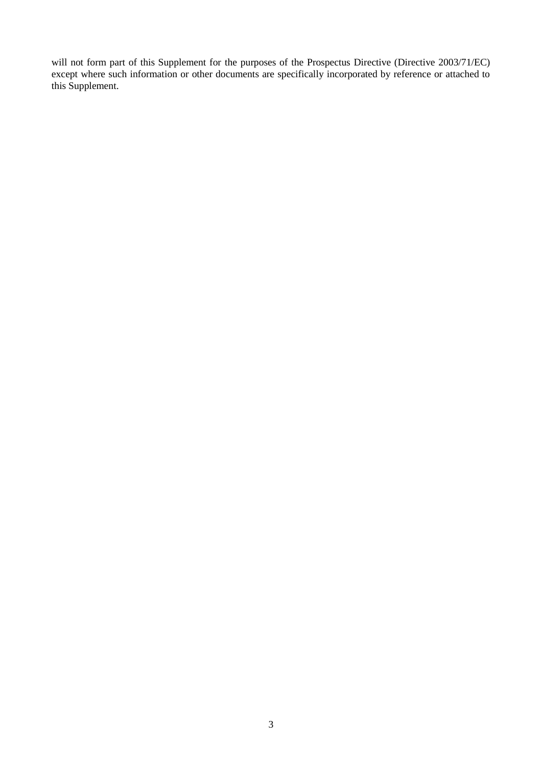will not form part of this Supplement for the purposes of the Prospectus Directive (Directive 2003/71/EC) except where such information or other documents are specifically incorporated by reference or attached to this Supplement.